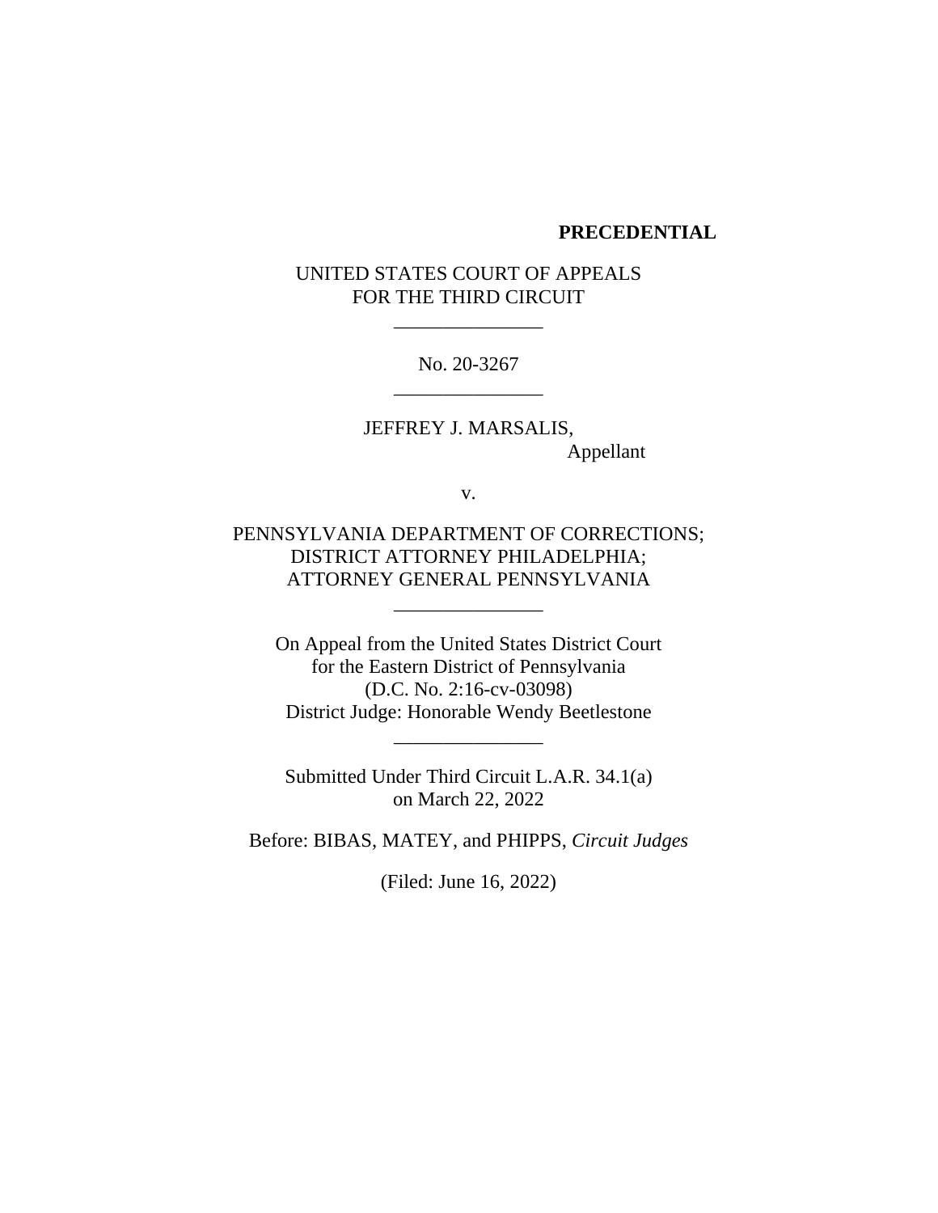**PRECEDENTIAL**

UNITED STATES COURT OF APPEALS
FOR THE THIRD CIRCUIT

\_\_\_\_\_\_\_\_\_\_\_\_\_\_\_

No. 20-3267

\_\_\_\_\_\_\_\_\_\_\_\_\_\_\_

JEFFREY J. MARSALIS,
Appellant

v.

PENNSYLVANIA DEPARTMENT OF CORRECTIONS;
DISTRICT ATTORNEY PHILADELPHIA;
ATTORNEY GENERAL PENNSYLVANIA

\_\_\_\_\_\_\_\_\_\_\_\_\_\_\_

On Appeal from the United States District Court
for the Eastern District of Pennsylvania
(D.C. No. 2:16-cv-03098)
District Judge: Honorable Wendy Beetlestone

\_\_\_\_\_\_\_\_\_\_\_\_\_\_\_

Submitted Under Third Circuit L.A.R. 34.1(a)
on March 22, 2022

Before: BIBAS, MATEY, and PHIPPS, *Circuit Judges*

(Filed: June 16, 2022)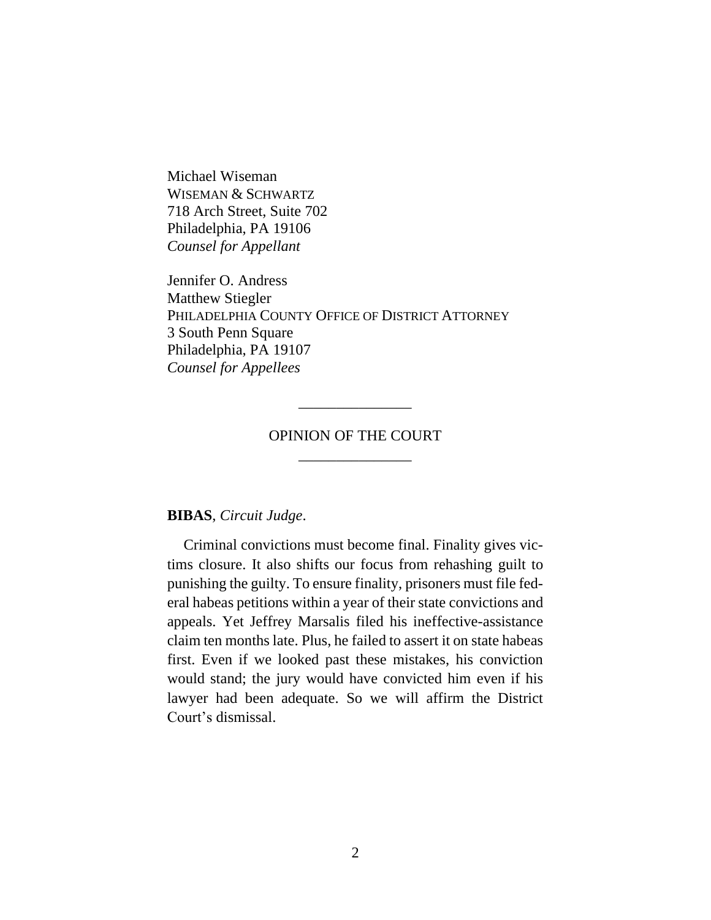Michael Wiseman
WISEMAN & SCHWARTZ
718 Arch Street, Suite 702
Philadelphia, PA 19106
*Counsel for Appellant*

Jennifer O. Andress
Matthew Stiegler
PHILADELPHIA COUNTY OFFICE OF DISTRICT ATTORNEY
3 South Penn Square
Philadelphia, PA 19107
*Counsel for Appellees*

---

OPINION OF THE COURT

---

**BIBAS**, *Circuit Judge*.

Criminal convictions must become final. Finality gives victims closure. It also shifts our focus from rehashing guilt to punishing the guilty. To ensure finality, prisoners must file federal habeas petitions within a year of their state convictions and appeals. Yet Jeffrey Marsalis filed his ineffective-assistance claim ten months late. Plus, he failed to assert it on state habeas first. Even if we looked past these mistakes, his conviction would stand; the jury would have convicted him even if his lawyer had been adequate. So we will affirm the District Court's dismissal.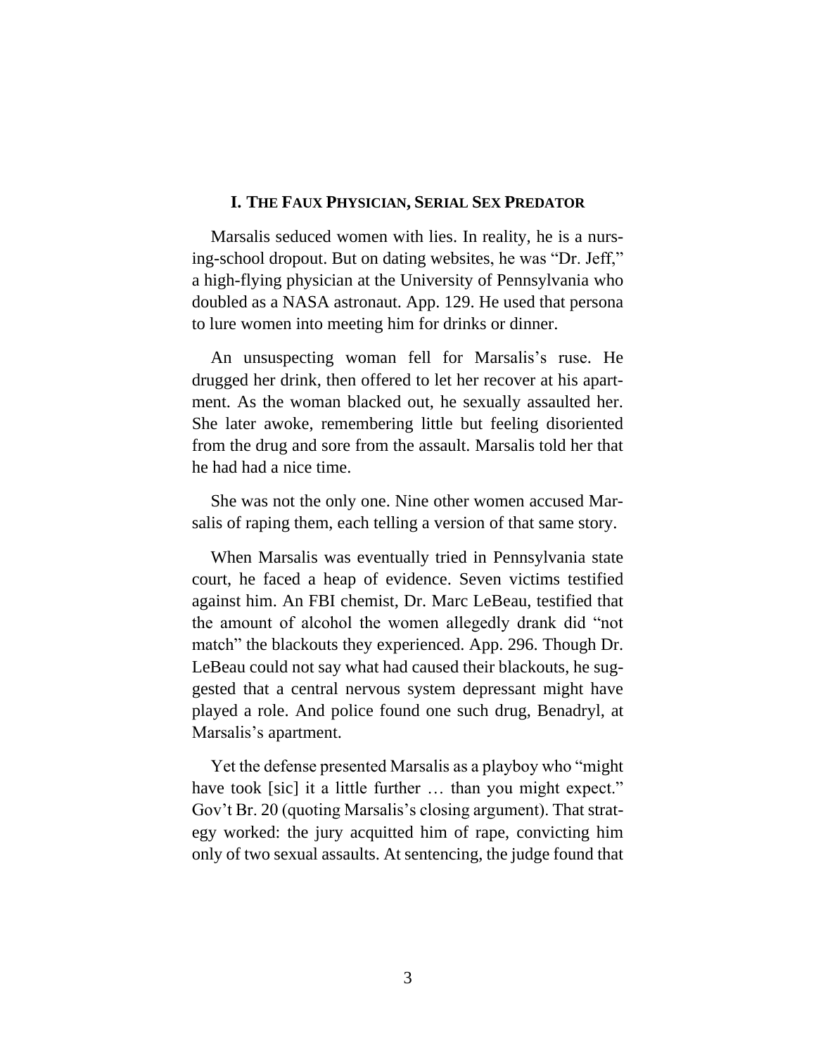## I. The Faux Physician, Serial Sex Predator

Marsalis seduced women with lies. In reality, he is a nursing-school dropout. But on dating websites, he was "Dr. Jeff," a high-flying physician at the University of Pennsylvania who doubled as a NASA astronaut. App. 129. He used that persona to lure women into meeting him for drinks or dinner.

An unsuspecting woman fell for Marsalis's ruse. He drugged her drink, then offered to let her recover at his apartment. As the woman blacked out, he sexually assaulted her. She later awoke, remembering little but feeling disoriented from the drug and sore from the assault. Marsalis told her that he had had a nice time.

She was not the only one. Nine other women accused Marsalis of raping them, each telling a version of that same story.

When Marsalis was eventually tried in Pennsylvania state court, he faced a heap of evidence. Seven victims testified against him. An FBI chemist, Dr. Marc LeBeau, testified that the amount of alcohol the women allegedly drank did "not match" the blackouts they experienced. App. 296. Though Dr. LeBeau could not say what had caused their blackouts, he suggested that a central nervous system depressant might have played a role. And police found one such drug, Benadryl, at Marsalis's apartment.

Yet the defense presented Marsalis as a playboy who "might have took [sic] it a little further … than you might expect." Gov't Br. 20 (quoting Marsalis's closing argument). That strategy worked: the jury acquitted him of rape, convicting him only of two sexual assaults. At sentencing, the judge found that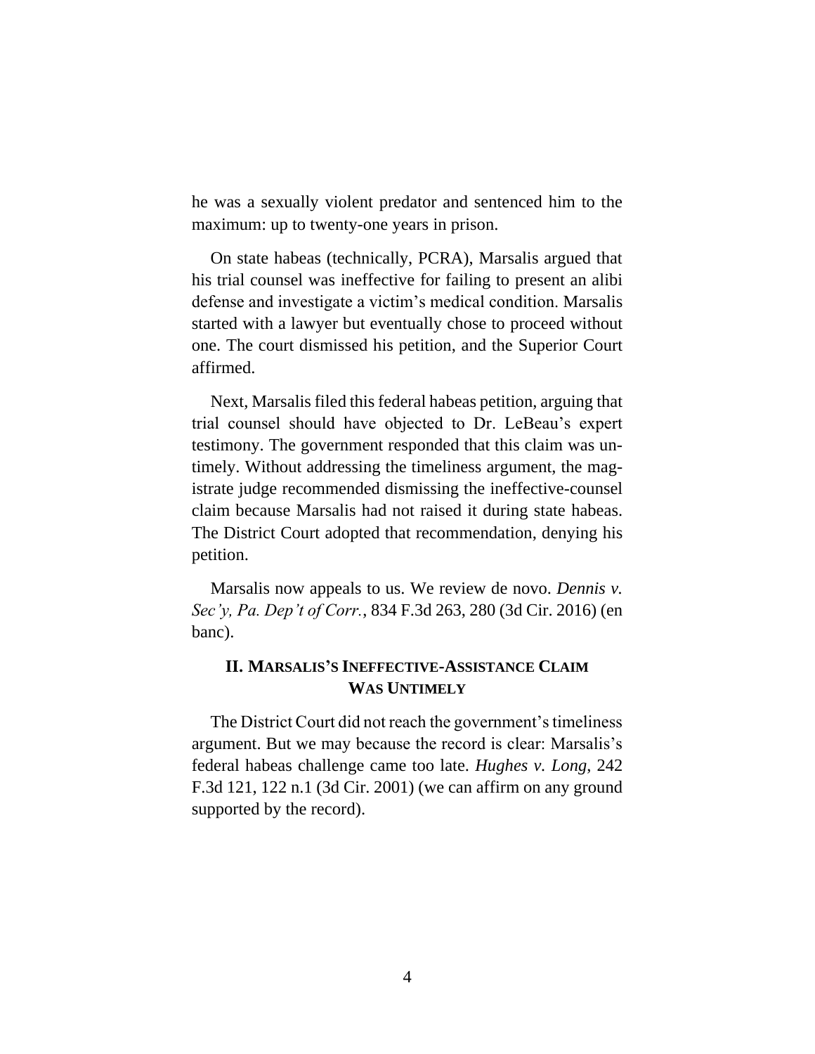he was a sexually violent predator and sentenced him to the maximum: up to twenty-one years in prison.

On state habeas (technically, PCRA), Marsalis argued that his trial counsel was ineffective for failing to present an alibi defense and investigate a victim's medical condition. Marsalis started with a lawyer but eventually chose to proceed without one. The court dismissed his petition, and the Superior Court affirmed.

Next, Marsalis filed this federal habeas petition, arguing that trial counsel should have objected to Dr. LeBeau's expert testimony. The government responded that this claim was untimely. Without addressing the timeliness argument, the magistrate judge recommended dismissing the ineffective-counsel claim because Marsalis had not raised it during state habeas. The District Court adopted that recommendation, denying his petition.

Marsalis now appeals to us. We review de novo. *Dennis v. Sec'y, Pa. Dep't of Corr.*, 834 F.3d 263, 280 (3d Cir. 2016) (en banc).

## II. MARSALIS'S INEFFECTIVE-ASSISTANCE CLAIM WAS UNTIMELY

The District Court did not reach the government's timeliness argument. But we may because the record is clear: Marsalis's federal habeas challenge came too late. *Hughes v. Long*, 242 F.3d 121, 122 n.1 (3d Cir. 2001) (we can affirm on any ground supported by the record).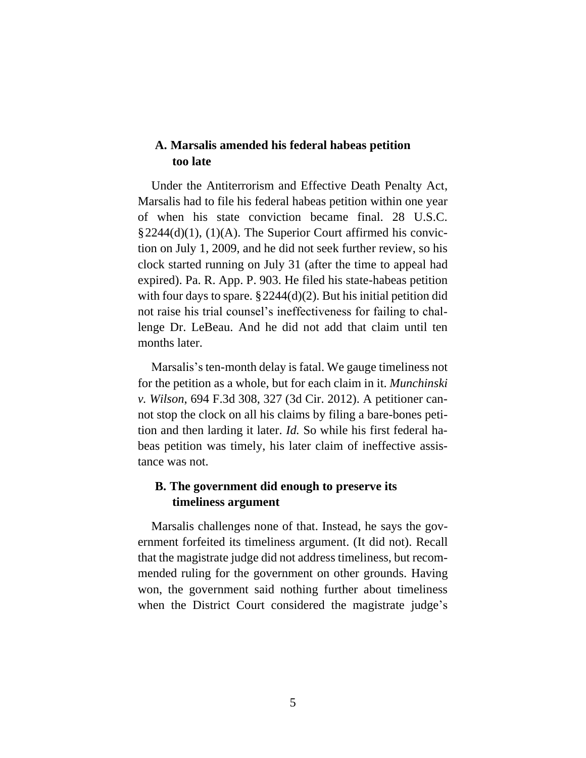### A. Marsalis amended his federal habeas petition too late

Under the Antiterrorism and Effective Death Penalty Act, Marsalis had to file his federal habeas petition within one year of when his state conviction became final. 28 U.S.C. § 2244(d)(1), (1)(A). The Superior Court affirmed his conviction on July 1, 2009, and he did not seek further review, so his clock started running on July 31 (after the time to appeal had expired). Pa. R. App. P. 903. He filed his state-habeas petition with four days to spare. § 2244(d)(2). But his initial petition did not raise his trial counsel's ineffectiveness for failing to challenge Dr. LeBeau. And he did not add that claim until ten months later.

Marsalis's ten-month delay is fatal. We gauge timeliness not for the petition as a whole, but for each claim in it. *Munchinski v. Wilson*, 694 F.3d 308, 327 (3d Cir. 2012). A petitioner cannot stop the clock on all his claims by filing a bare-bones petition and then larding it later. *Id.* So while his first federal habeas petition was timely, his later claim of ineffective assistance was not.

### B. The government did enough to preserve its timeliness argument

Marsalis challenges none of that. Instead, he says the government forfeited its timeliness argument. (It did not). Recall that the magistrate judge did not address timeliness, but recommended ruling for the government on other grounds. Having won, the government said nothing further about timeliness when the District Court considered the magistrate judge's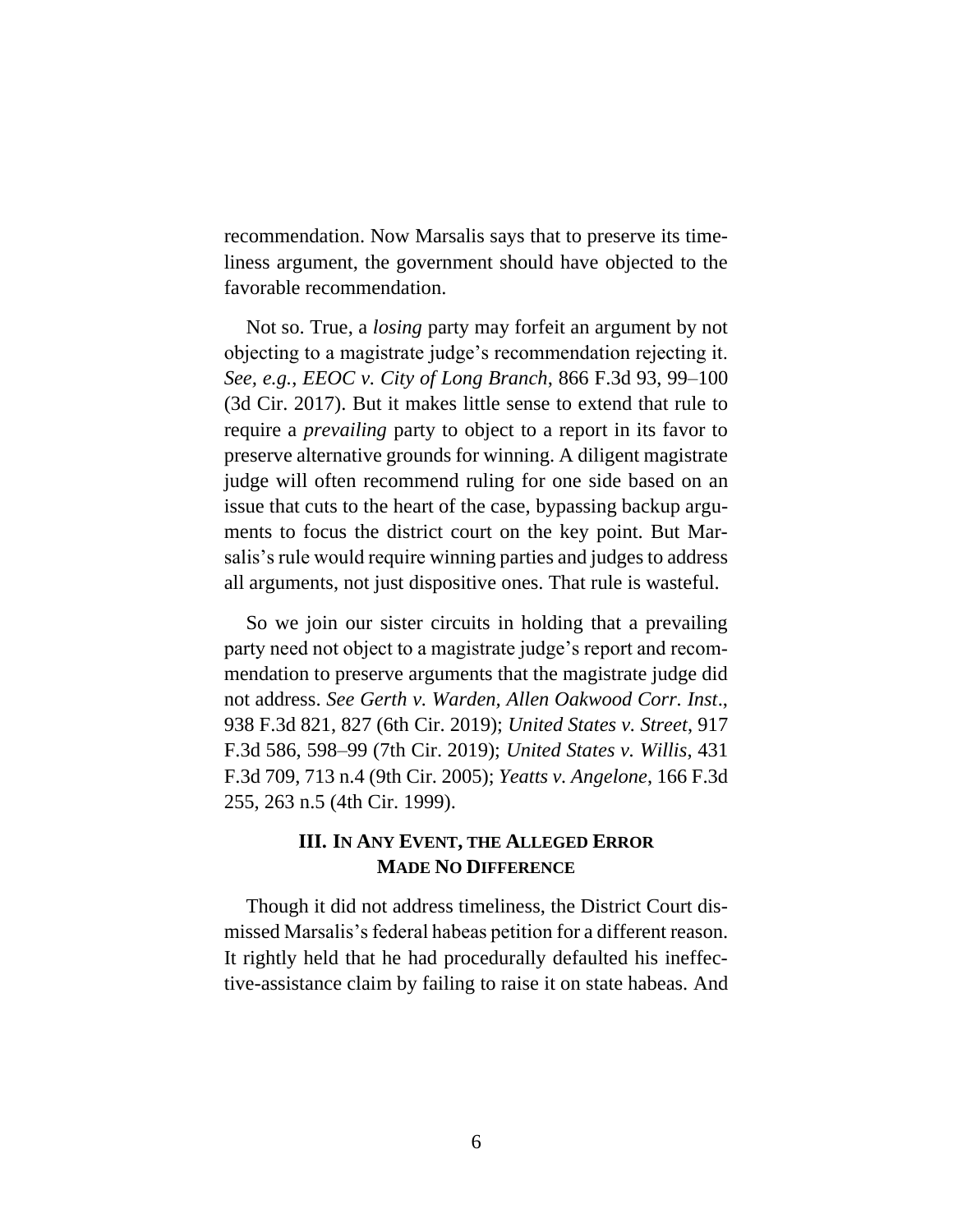recommendation. Now Marsalis says that to preserve its timeliness argument, the government should have objected to the favorable recommendation.

Not so. True, a *losing* party may forfeit an argument by not objecting to a magistrate judge's recommendation rejecting it. *See, e.g.*, *EEOC v. City of Long Branch*, 866 F.3d 93, 99–100 (3d Cir. 2017). But it makes little sense to extend that rule to require a *prevailing* party to object to a report in its favor to preserve alternative grounds for winning. A diligent magistrate judge will often recommend ruling for one side based on an issue that cuts to the heart of the case, bypassing backup arguments to focus the district court on the key point. But Marsalis's rule would require winning parties and judges to address all arguments, not just dispositive ones. That rule is wasteful.

So we join our sister circuits in holding that a prevailing party need not object to a magistrate judge's report and recommendation to preserve arguments that the magistrate judge did not address. *See Gerth v. Warden, Allen Oakwood Corr. Inst.*, 938 F.3d 821, 827 (6th Cir. 2019); *United States v. Street*, 917 F.3d 586, 598–99 (7th Cir. 2019); *United States v. Willis*, 431 F.3d 709, 713 n.4 (9th Cir. 2005); *Yeatts v. Angelone*, 166 F.3d 255, 263 n.5 (4th Cir. 1999).

## III. In Any Event, the Alleged Error Made No Difference

Though it did not address timeliness, the District Court dismissed Marsalis's federal habeas petition for a different reason. It rightly held that he had procedurally defaulted his ineffective-assistance claim by failing to raise it on state habeas. And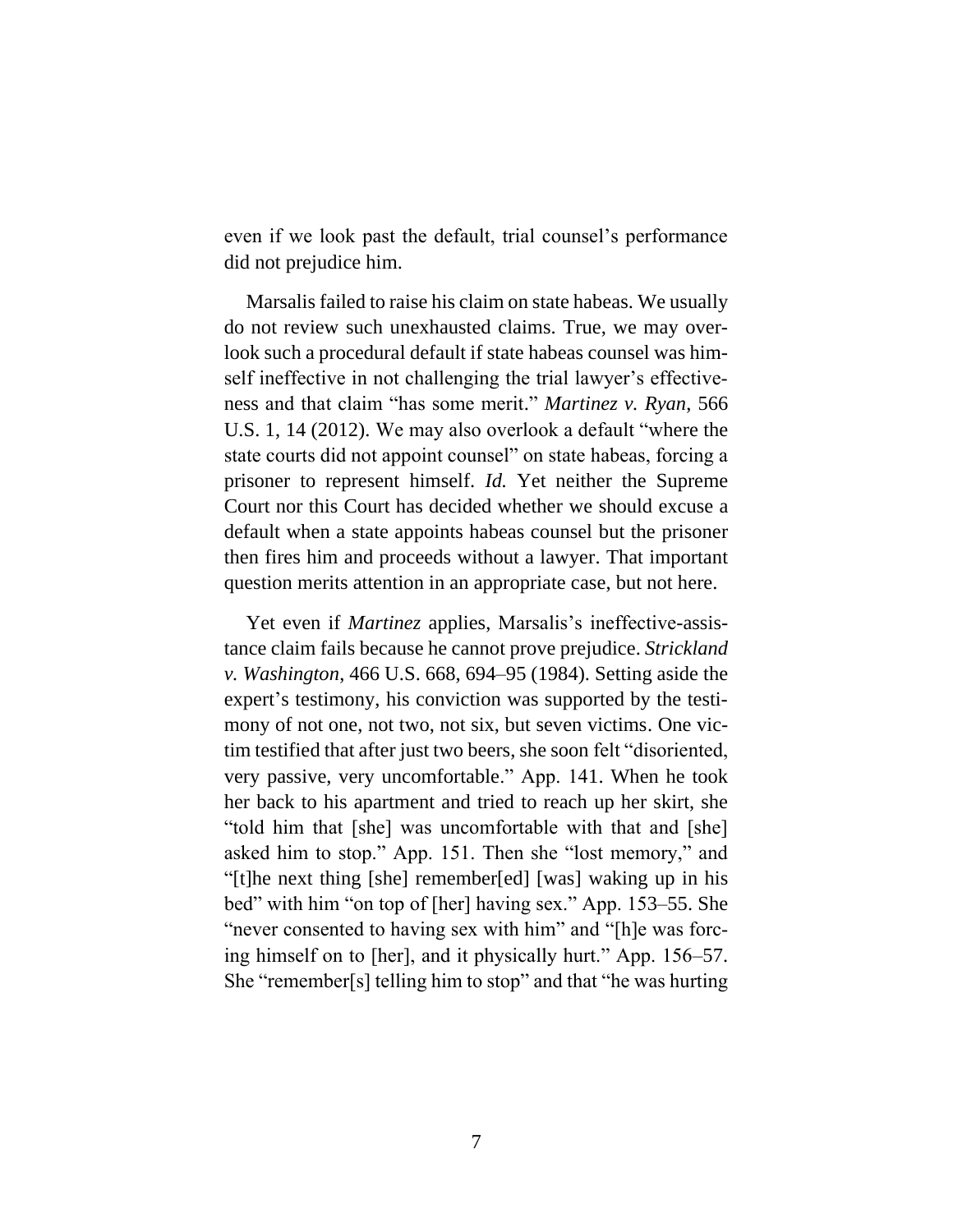even if we look past the default, trial counsel's performance did not prejudice him.

Marsalis failed to raise his claim on state habeas. We usually do not review such unexhausted claims. True, we may overlook such a procedural default if state habeas counsel was himself ineffective in not challenging the trial lawyer's effectiveness and that claim "has some merit." *Martinez v. Ryan*, 566 U.S. 1, 14 (2012). We may also overlook a default "where the state courts did not appoint counsel" on state habeas, forcing a prisoner to represent himself. *Id.* Yet neither the Supreme Court nor this Court has decided whether we should excuse a default when a state appoints habeas counsel but the prisoner then fires him and proceeds without a lawyer. That important question merits attention in an appropriate case, but not here.

Yet even if *Martinez* applies, Marsalis's ineffective-assistance claim fails because he cannot prove prejudice. *Strickland v. Washington*, 466 U.S. 668, 694–95 (1984). Setting aside the expert's testimony, his conviction was supported by the testimony of not one, not two, not six, but seven victims. One victim testified that after just two beers, she soon felt "disoriented, very passive, very uncomfortable." App. 141. When he took her back to his apartment and tried to reach up her skirt, she "told him that [she] was uncomfortable with that and [she] asked him to stop." App. 151. Then she "lost memory," and "[t]he next thing [she] remember[ed] [was] waking up in his bed" with him "on top of [her] having sex." App. 153–55. She "never consented to having sex with him" and "[h]e was forcing himself on to [her], and it physically hurt." App. 156–57. She "remember[s] telling him to stop" and that "he was hurting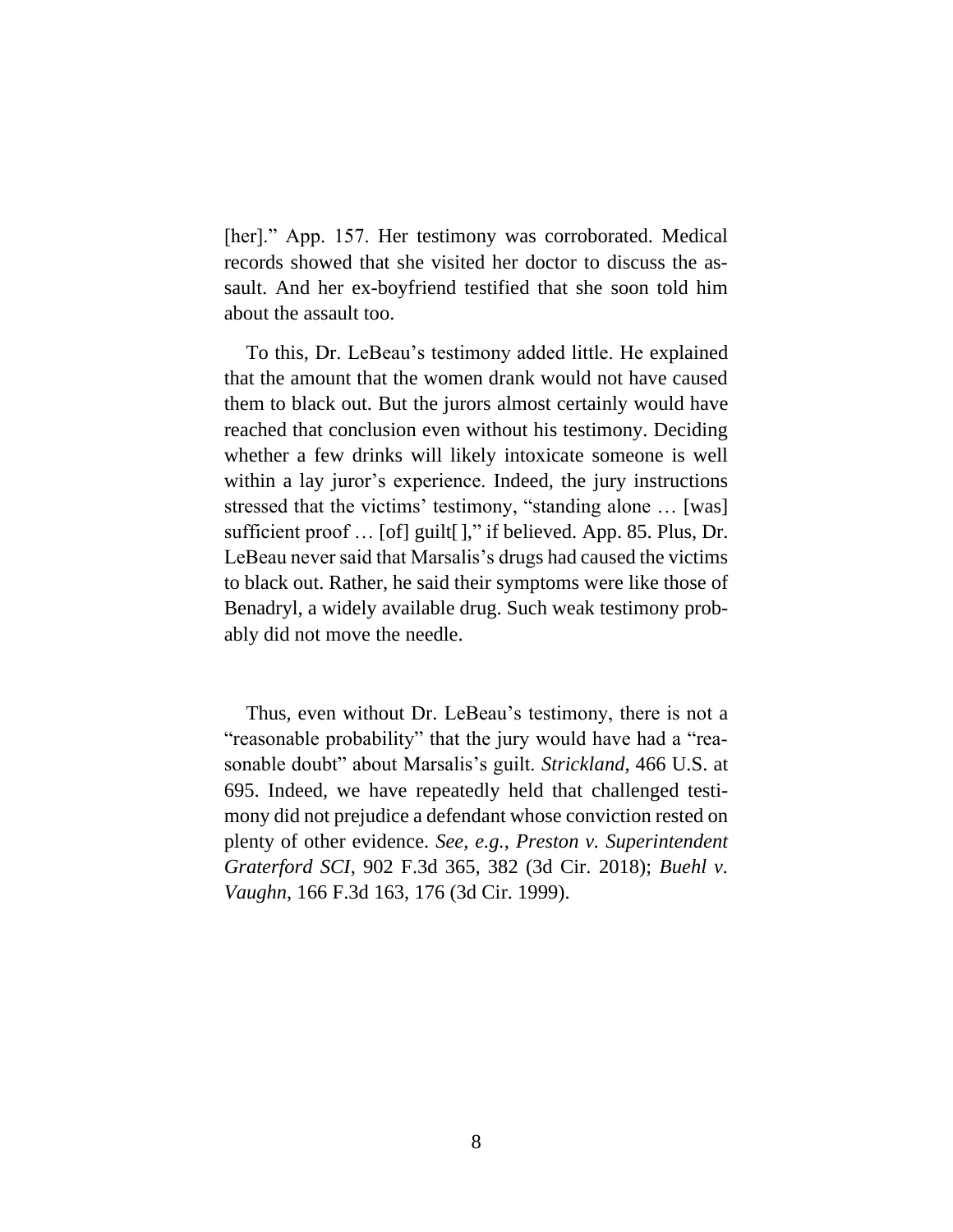[her].” App. 157. Her testimony was corroborated. Medical records showed that she visited her doctor to discuss the assault. And her ex-boyfriend testified that she soon told him about the assault too.

To this, Dr. LeBeau’s testimony added little. He explained that the amount that the women drank would not have caused them to black out. But the jurors almost certainly would have reached that conclusion even without his testimony. Deciding whether a few drinks will likely intoxicate someone is well within a lay juror’s experience. Indeed, the jury instructions stressed that the victims’ testimony, “standing alone … [was] sufficient proof … [of] guilt[ ],” if believed. App. 85. Plus, Dr. LeBeau never said that Marsalis’s drugs had caused the victims to black out. Rather, he said their symptoms were like those of Benadryl, a widely available drug. Such weak testimony probably did not move the needle.

Thus, even without Dr. LeBeau’s testimony, there is not a “reasonable probability” that the jury would have had a “reasonable doubt” about Marsalis’s guilt. *Strickland*, 466 U.S. at 695. Indeed, we have repeatedly held that challenged testimony did not prejudice a defendant whose conviction rested on plenty of other evidence. *See, e.g.*, *Preston v. Superintendent Graterford SCI*, 902 F.3d 365, 382 (3d Cir. 2018); *Buehl v. Vaughn*, 166 F.3d 163, 176 (3d Cir. 1999).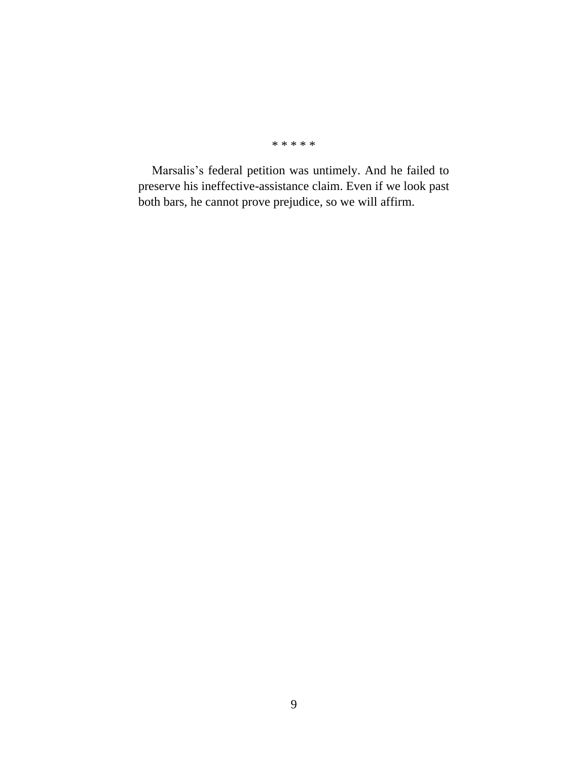* * * * *

Marsalis's federal petition was untimely. And he failed to preserve his ineffective-assistance claim. Even if we look past both bars, he cannot prove prejudice, so we will affirm.